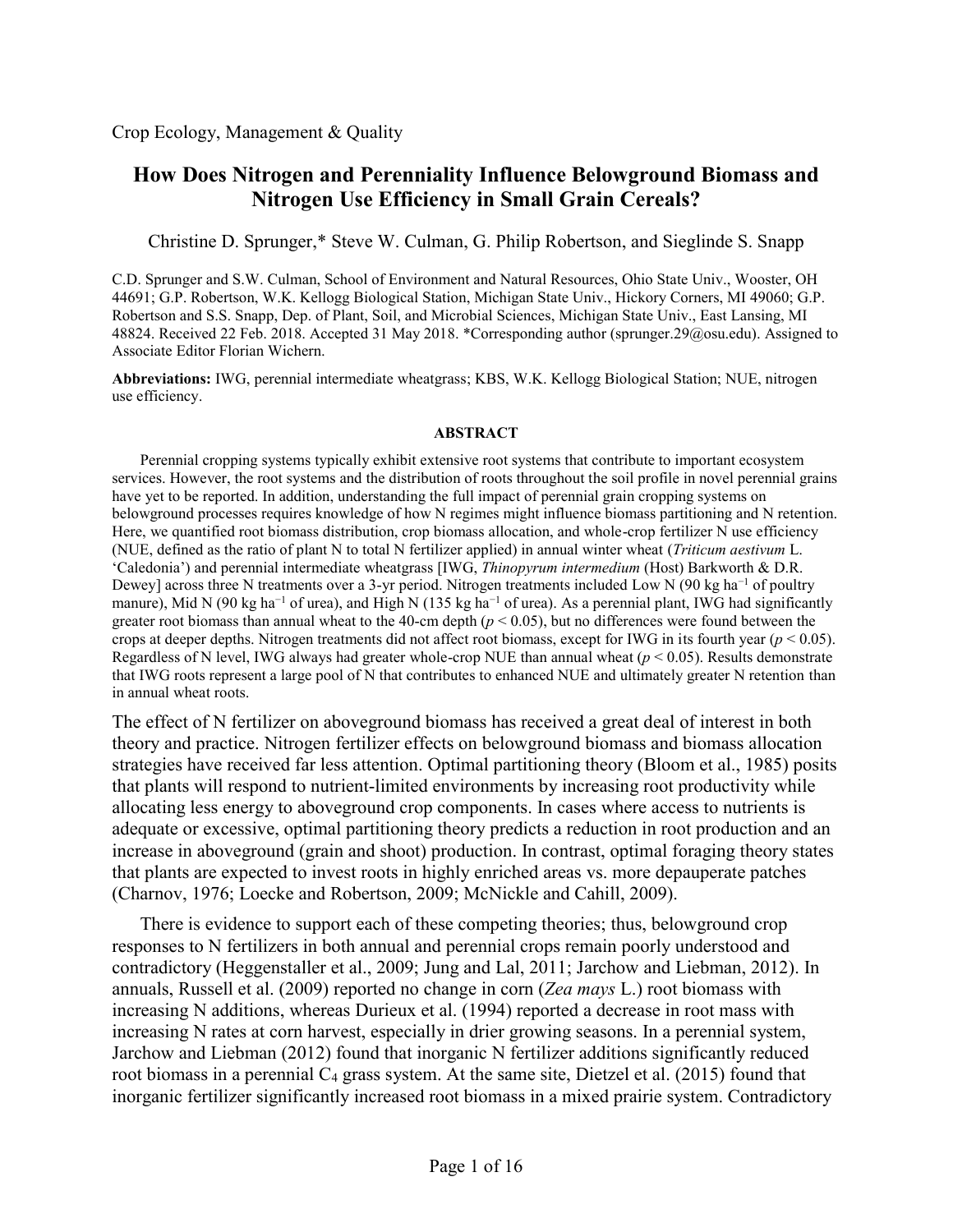Crop Ecology, Management & Quality

# How Does Nitrogen and Perenniality Influence Belowground Biomass and Nitrogen Use Efficiency in Small Grain Cereals?

Christine D. Sprunger,* Steve W. Culman, G. Philip Robertson, and Sieglinde S. Snapp

C.D. Sprunger and S.W. Culman, School of Environment and Natural Resources, Ohio State Univ., Wooster, OH 44691; G.P. Robertson, W.K. Kellogg Biological Station, Michigan State Univ., Hickory Corners, MI 49060; G.P. Robertson and S.S. Snapp, Dep. of Plant, Soil, and Microbial Sciences, Michigan State Univ., East Lansing, MI 48824. Received 22 Feb. 2018. Accepted 31 May 2018. *Corresponding author (sprunger.29@osu.edu). Assigned to Associate Editor Florian Wichern.

**Abbreviations:** IWG, perennial intermediate wheatgrass; KBS, W.K. Kellogg Biological Station; NUE, nitrogen use efficiency.

## ABSTRACT

Perennial cropping systems typically exhibit extensive root systems that contribute to important ecosystem services. However, the root systems and the distribution of roots throughout the soil profile in novel perennial grains have yet to be reported. In addition, understanding the full impact of perennial grain cropping systems on belowground processes requires knowledge of how N regimes might influence biomass partitioning and N retention. Here, we quantified root biomass distribution, crop biomass allocation, and whole-crop fertilizer N use efficiency (NUE, defined as the ratio of plant N to total N fertilizer applied) in annual winter wheat (*Triticum aestivum* L. 'Caledonia') and perennial intermediate wheatgrass [IWG, *Thinopyrum intermedium* (Host) Barkworth & D.R. Dewey] across three N treatments over a 3-yr period. Nitrogen treatments included Low N (90 kg ha$^{-1}$ of poultry manure), Mid N (90 kg ha$^{-1}$ of urea), and High N (135 kg ha$^{-1}$ of urea). As a perennial plant, IWG had significantly greater root biomass than annual wheat to the 40-cm depth ($p < 0.05$), but no differences were found between the crops at deeper depths. Nitrogen treatments did not affect root biomass, except for IWG in its fourth year ($p < 0.05$). Regardless of N level, IWG always had greater whole-crop NUE than annual wheat ($p < 0.05$). Results demonstrate that IWG roots represent a large pool of N that contributes to enhanced NUE and ultimately greater N retention than in annual wheat roots.

The effect of N fertilizer on aboveground biomass has received a great deal of interest in both theory and practice. Nitrogen fertilizer effects on belowground biomass and biomass allocation strategies have received far less attention. Optimal partitioning theory (Bloom et al., 1985) posits that plants will respond to nutrient-limited environments by increasing root productivity while allocating less energy to aboveground crop components. In cases where access to nutrients is adequate or excessive, optimal partitioning theory predicts a reduction in root production and an increase in aboveground (grain and shoot) production. In contrast, optimal foraging theory states that plants are expected to invest roots in highly enriched areas vs. more depauperate patches (Charnov, 1976; Loecke and Robertson, 2009; McNickle and Cahill, 2009).

There is evidence to support each of these competing theories; thus, belowground crop responses to N fertilizers in both annual and perennial crops remain poorly understood and contradictory (Heggenstaller et al., 2009; Jung and Lal, 2011; Jarchow and Liebman, 2012). In annuals, Russell et al. (2009) reported no change in corn (*Zea mays* L.) root biomass with increasing N additions, whereas Durieux et al. (1994) reported a decrease in root mass with increasing N rates at corn harvest, especially in drier growing seasons. In a perennial system, Jarchow and Liebman (2012) found that inorganic N fertilizer additions significantly reduced root biomass in a perennial $C_4$ grass system. At the same site, Dietzel et al. (2015) found that inorganic fertilizer significantly increased root biomass in a mixed prairie system. Contradictory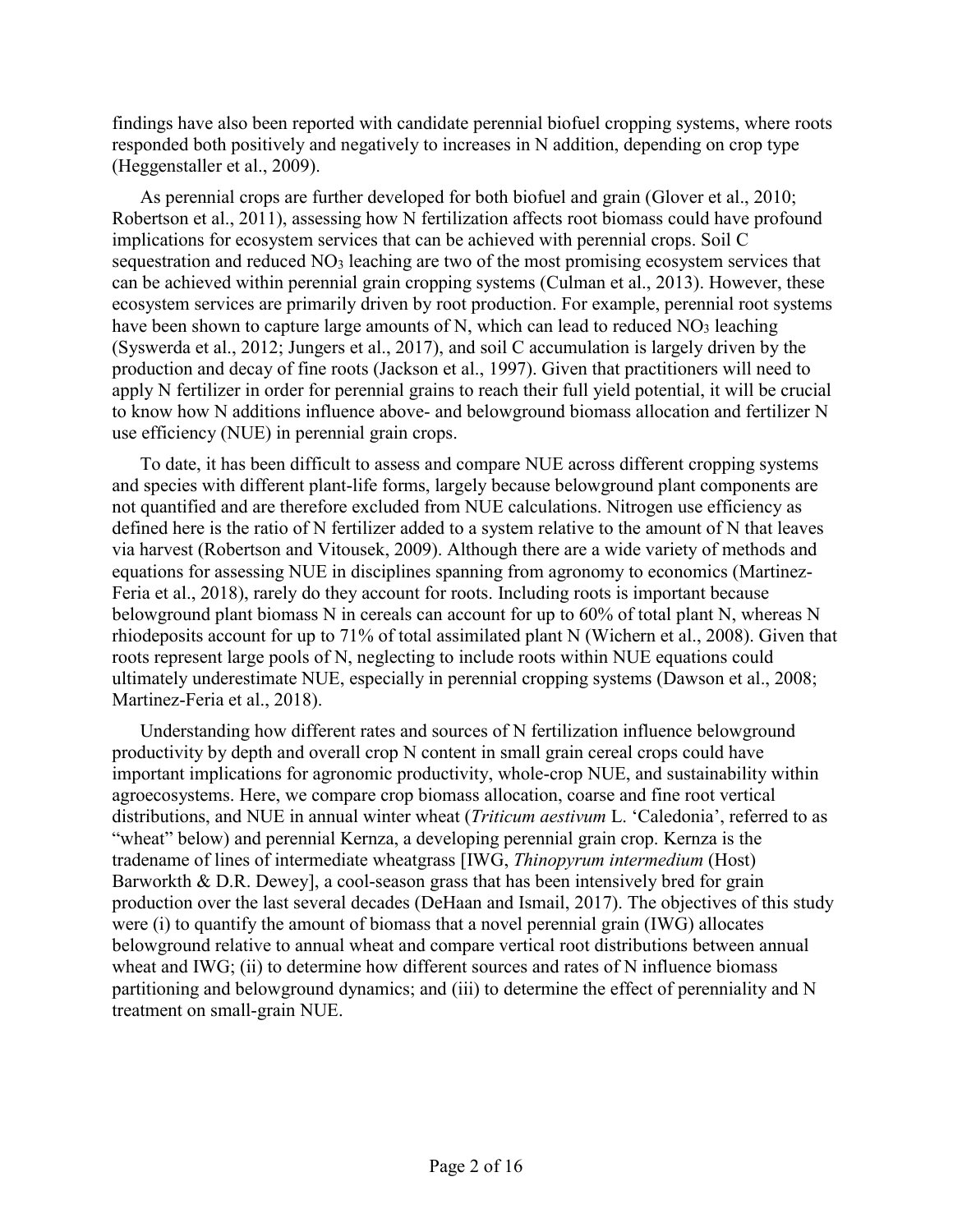findings have also been reported with candidate perennial biofuel cropping systems, where roots responded both positively and negatively to increases in N addition, depending on crop type (Heggenstaller et al., 2009).

As perennial crops are further developed for both biofuel and grain (Glover et al., 2010; Robertson et al., 2011), assessing how N fertilization affects root biomass could have profound implications for ecosystem services that can be achieved with perennial crops. Soil C sequestration and reduced $NO_3$ leaching are two of the most promising ecosystem services that can be achieved within perennial grain cropping systems (Culman et al., 2013). However, these ecosystem services are primarily driven by root production. For example, perennial root systems have been shown to capture large amounts of N, which can lead to reduced $NO_3$ leaching (Syswerda et al., 2012; Jungers et al., 2017), and soil C accumulation is largely driven by the production and decay of fine roots (Jackson et al., 1997). Given that practitioners will need to apply N fertilizer in order for perennial grains to reach their full yield potential, it will be crucial to know how N additions influence above- and belowground biomass allocation and fertilizer N use efficiency (NUE) in perennial grain crops.

To date, it has been difficult to assess and compare NUE across different cropping systems and species with different plant-life forms, largely because belowground plant components are not quantified and are therefore excluded from NUE calculations. Nitrogen use efficiency as defined here is the ratio of N fertilizer added to a system relative to the amount of N that leaves via harvest (Robertson and Vitousek, 2009). Although there are a wide variety of methods and equations for assessing NUE in disciplines spanning from agronomy to economics (Martinez-Feria et al., 2018), rarely do they account for roots. Including roots is important because belowground plant biomass N in cereals can account for up to 60% of total plant N, whereas N rhiodeposits account for up to 71% of total assimilated plant N (Wichern et al., 2008). Given that roots represent large pools of N, neglecting to include roots within NUE equations could ultimately underestimate NUE, especially in perennial cropping systems (Dawson et al., 2008; Martinez-Feria et al., 2018).

Understanding how different rates and sources of N fertilization influence belowground productivity by depth and overall crop N content in small grain cereal crops could have important implications for agronomic productivity, whole-crop NUE, and sustainability within agroecosystems. Here, we compare crop biomass allocation, coarse and fine root vertical distributions, and NUE in annual winter wheat (*Triticum aestivum* L. 'Caledonia', referred to as "wheat" below) and perennial Kernza, a developing perennial grain crop. Kernza is the tradename of lines of intermediate wheatgrass [IWG, *Thinopyrum intermedium* (Host) Barworkth & D.R. Dewey], a cool-season grass that has been intensively bred for grain production over the last several decades (DeHaan and Ismail, 2017). The objectives of this study were (i) to quantify the amount of biomass that a novel perennial grain (IWG) allocates belowground relative to annual wheat and compare vertical root distributions between annual wheat and IWG; (ii) to determine how different sources and rates of N influence biomass partitioning and belowground dynamics; and (iii) to determine the effect of perenniality and N treatment on small-grain NUE.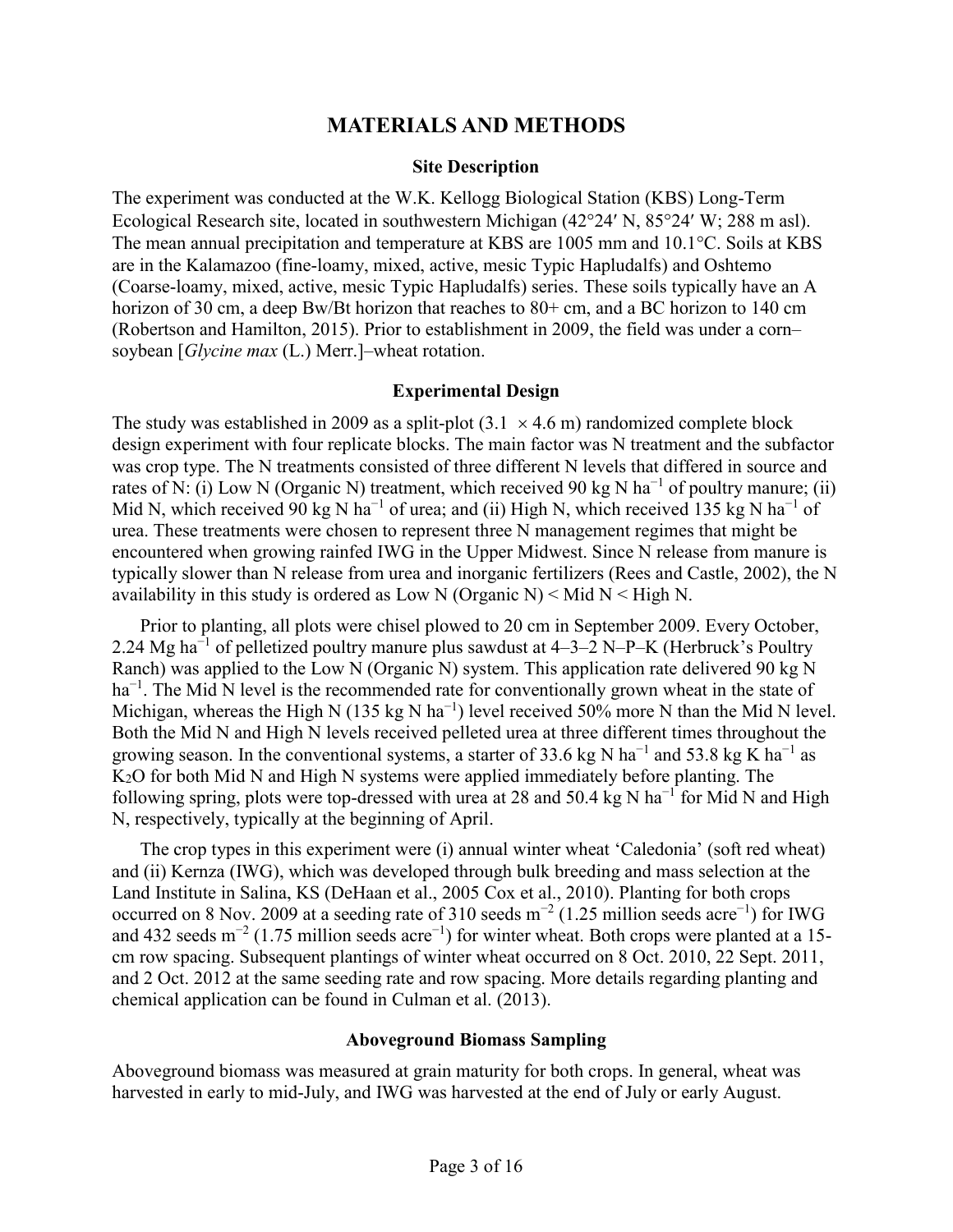# MATERIALS AND METHODS

## Site Description

The experiment was conducted at the W.K. Kellogg Biological Station (KBS) Long-Term Ecological Research site, located in southwestern Michigan (42°24′ N, 85°24′ W; 288 m asl). The mean annual precipitation and temperature at KBS are 1005 mm and 10.1°C. Soils at KBS are in the Kalamazoo (fine-loamy, mixed, active, mesic Typic Hapludalfs) and Oshtemo (Coarse-loamy, mixed, active, mesic Typic Hapludalfs) series. These soils typically have an A horizon of 30 cm, a deep Bw/Bt horizon that reaches to 80+ cm, and a BC horizon to 140 cm (Robertson and Hamilton, 2015). Prior to establishment in 2009, the field was under a corn–soybean [*Glycine max* (L.) Merr.]–wheat rotation.

## Experimental Design

The study was established in 2009 as a split-plot (3.1 × 4.6 m) randomized complete block design experiment with four replicate blocks. The main factor was N treatment and the subfactor was crop type. The N treatments consisted of three different N levels that differed in source and rates of N: (i) Low N (Organic N) treatment, which received 90 kg N ha$^{-1}$ of poultry manure; (ii) Mid N, which received 90 kg N ha$^{-1}$ of urea; and (ii) High N, which received 135 kg N ha$^{-1}$ of urea. These treatments were chosen to represent three N management regimes that might be encountered when growing rainfed IWG in the Upper Midwest. Since N release from manure is typically slower than N release from urea and inorganic fertilizers (Rees and Castle, 2002), the N availability in this study is ordered as Low N (Organic N) < Mid N < High N.

Prior to planting, all plots were chisel plowed to 20 cm in September 2009. Every October, 2.24 Mg ha$^{-1}$ of pelletized poultry manure plus sawdust at 4–3–2 N–P–K (Herbruck's Poultry Ranch) was applied to the Low N (Organic N) system. This application rate delivered 90 kg N ha$^{-1}$. The Mid N level is the recommended rate for conventionally grown wheat in the state of Michigan, whereas the High N (135 kg N ha$^{-1}$) level received 50% more N than the Mid N level. Both the Mid N and High N levels received pelleted urea at three different times throughout the growing season. In the conventional systems, a starter of 33.6 kg N ha$^{-1}$ and 53.8 kg K ha$^{-1}$ as $K_2O$ for both Mid N and High N systems were applied immediately before planting. The following spring, plots were top-dressed with urea at 28 and 50.4 kg N ha$^{-1}$ for Mid N and High N, respectively, typically at the beginning of April.

The crop types in this experiment were (i) annual winter wheat 'Caledonia' (soft red wheat) and (ii) Kernza (IWG), which was developed through bulk breeding and mass selection at the Land Institute in Salina, KS (DeHaan et al., 2005 Cox et al., 2010). Planting for both crops occurred on 8 Nov. 2009 at a seeding rate of 310 seeds m$^{-2}$ (1.25 million seeds acre$^{-1}$) for IWG and 432 seeds m$^{-2}$ (1.75 million seeds acre$^{-1}$) for winter wheat. Both crops were planted at a 15-cm row spacing. Subsequent plantings of winter wheat occurred on 8 Oct. 2010, 22 Sept. 2011, and 2 Oct. 2012 at the same seeding rate and row spacing. More details regarding planting and chemical application can be found in Culman et al. (2013).

## Aboveground Biomass Sampling

Aboveground biomass was measured at grain maturity for both crops. In general, wheat was harvested in early to mid-July, and IWG was harvested at the end of July or early August.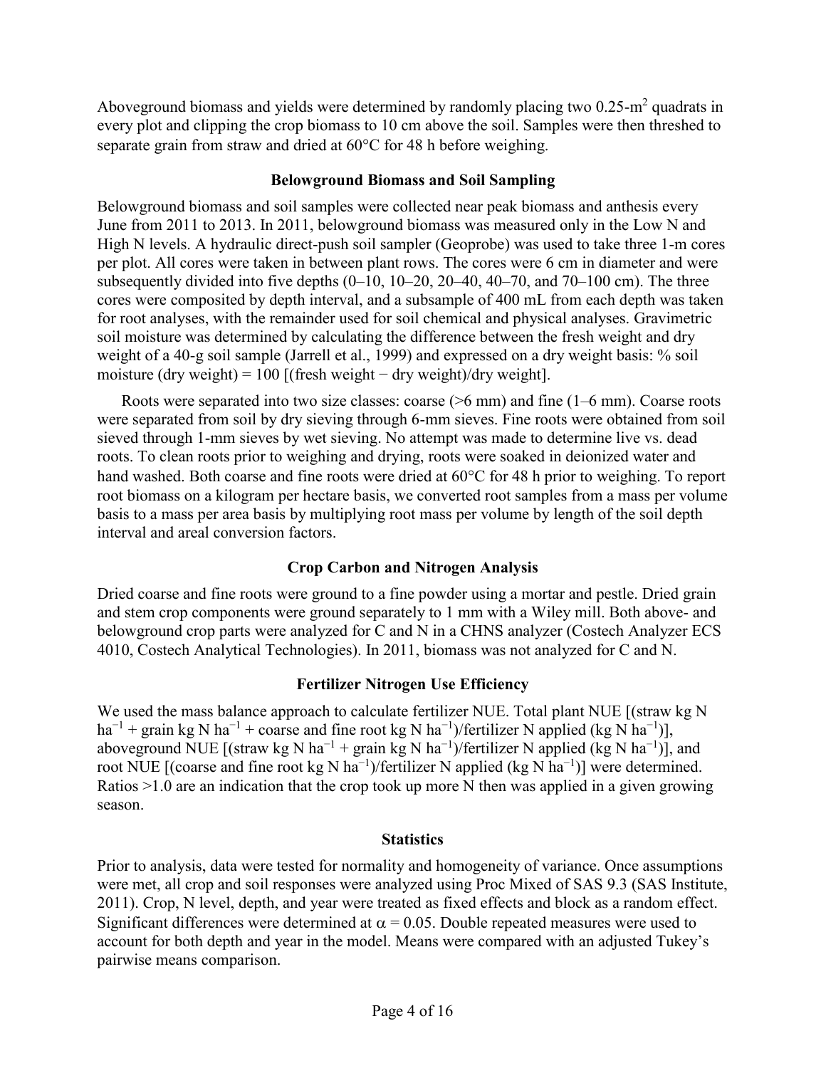Aboveground biomass and yields were determined by randomly placing two 0.25-$m^2$ quadrats in every plot and clipping the crop biomass to 10 cm above the soil. Samples were then threshed to separate grain from straw and dried at 60°C for 48 h before weighing.

## Belowground Biomass and Soil Sampling

Belowground biomass and soil samples were collected near peak biomass and anthesis every June from 2011 to 2013. In 2011, belowground biomass was measured only in the Low N and High N levels. A hydraulic direct-push soil sampler (Geoprobe) was used to take three 1-m cores per plot. All cores were taken in between plant rows. The cores were 6 cm in diameter and were subsequently divided into five depths (0–10, 10–20, 20–40, 40–70, and 70–100 cm). The three cores were composited by depth interval, and a subsample of 400 mL from each depth was taken for root analyses, with the remainder used for soil chemical and physical analyses. Gravimetric soil moisture was determined by calculating the difference between the fresh weight and dry weight of a 40-g soil sample (Jarrell et al., 1999) and expressed on a dry weight basis: % soil moisture (dry weight) = 100 [(fresh weight − dry weight)/dry weight].

Roots were separated into two size classes: coarse (>6 mm) and fine (1–6 mm). Coarse roots were separated from soil by dry sieving through 6-mm sieves. Fine roots were obtained from soil sieved through 1-mm sieves by wet sieving. No attempt was made to determine live vs. dead roots. To clean roots prior to weighing and drying, roots were soaked in deionized water and hand washed. Both coarse and fine roots were dried at 60°C for 48 h prior to weighing. To report root biomass on a kilogram per hectare basis, we converted root samples from a mass per volume basis to a mass per area basis by multiplying root mass per volume by length of the soil depth interval and areal conversion factors.

## Crop Carbon and Nitrogen Analysis

Dried coarse and fine roots were ground to a fine powder using a mortar and pestle. Dried grain and stem crop components were ground separately to 1 mm with a Wiley mill. Both above- and belowground crop parts were analyzed for C and N in a CHNS analyzer (Costech Analyzer ECS 4010, Costech Analytical Technologies). In 2011, biomass was not analyzed for C and N.

## Fertilizer Nitrogen Use Efficiency

We used the mass balance approach to calculate fertilizer NUE. Total plant NUE [(straw kg N $ha^{-1}$ + grain kg N $ha^{-1}$ + coarse and fine root kg N $ha^{-1}$)/fertilizer N applied (kg N $ha^{-1}$)], aboveground NUE [(straw kg N $ha^{-1}$ + grain kg N $ha^{-1}$)/fertilizer N applied (kg N $ha^{-1}$)], and root NUE [(coarse and fine root kg N $ha^{-1}$)/fertilizer N applied (kg N $ha^{-1}$)] were determined. Ratios >1.0 are an indication that the crop took up more N then was applied in a given growing season.

## Statistics

Prior to analysis, data were tested for normality and homogeneity of variance. Once assumptions were met, all crop and soil responses were analyzed using Proc Mixed of SAS 9.3 (SAS Institute, 2011). Crop, N level, depth, and year were treated as fixed effects and block as a random effect. Significant differences were determined at $\alpha = 0.05$. Double repeated measures were used to account for both depth and year in the model. Means were compared with an adjusted Tukey's pairwise means comparison.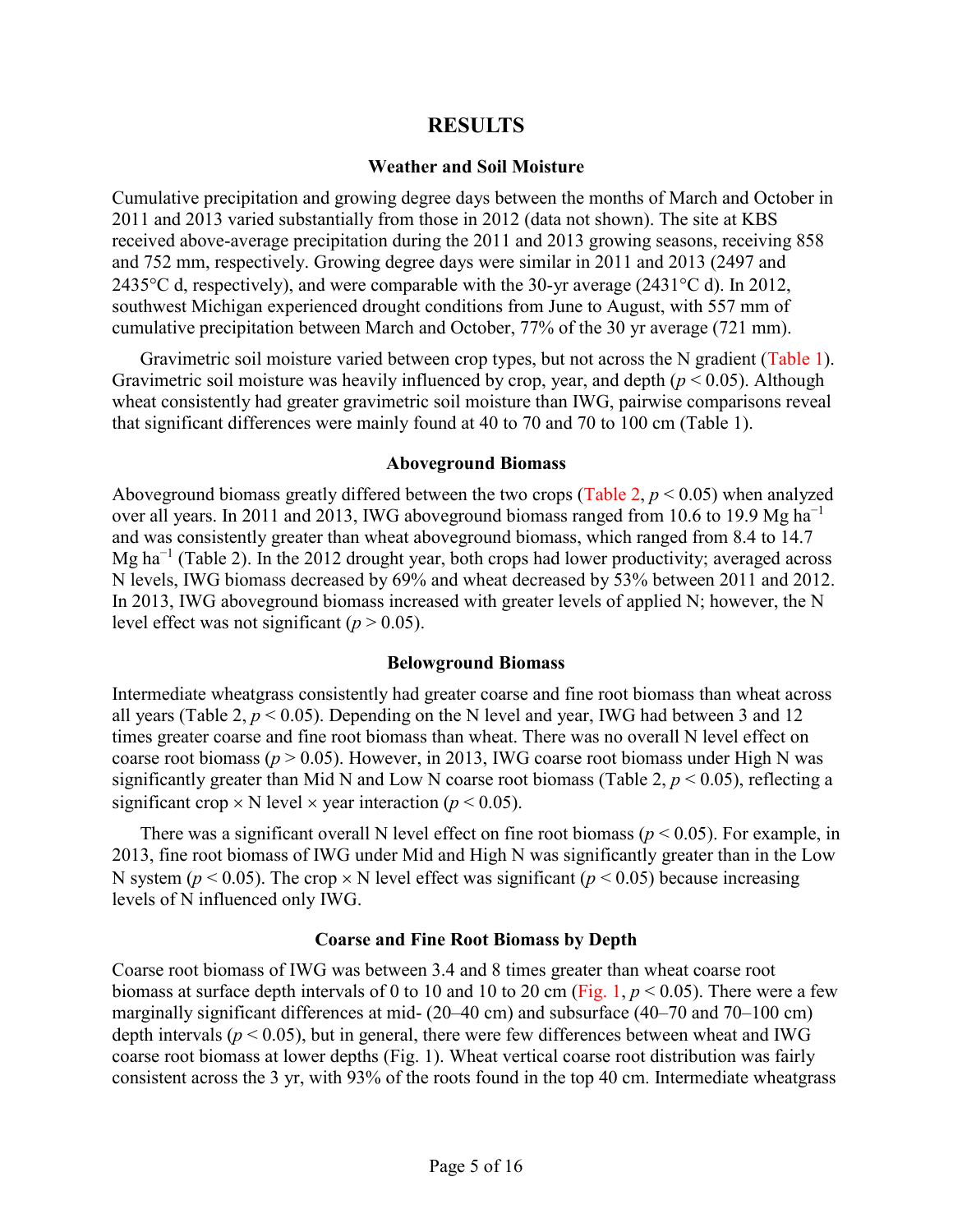# RESULTS

## Weather and Soil Moisture

Cumulative precipitation and growing degree days between the months of March and October in 2011 and 2013 varied substantially from those in 2012 (data not shown). The site at KBS received above-average precipitation during the 2011 and 2013 growing seasons, receiving 858 and 752 mm, respectively. Growing degree days were similar in 2011 and 2013 (2497 and 2435°C d, respectively), and were comparable with the 30-yr average (2431°C d). In 2012, southwest Michigan experienced drought conditions from June to August, with 557 mm of cumulative precipitation between March and October, 77% of the 30 yr average (721 mm).

Gravimetric soil moisture varied between crop types, but not across the N gradient (Table 1). Gravimetric soil moisture was heavily influenced by crop, year, and depth ($p < 0.05$). Although wheat consistently had greater gravimetric soil moisture than IWG, pairwise comparisons reveal that significant differences were mainly found at 40 to 70 and 70 to 100 cm (Table 1).

## Aboveground Biomass

Aboveground biomass greatly differed between the two crops (Table 2, $p < 0.05$) when analyzed over all years. In 2011 and 2013, IWG aboveground biomass ranged from 10.6 to 19.9 Mg ha$^{-1}$ and was consistently greater than wheat aboveground biomass, which ranged from 8.4 to 14.7 Mg ha$^{-1}$ (Table 2). In the 2012 drought year, both crops had lower productivity; averaged across N levels, IWG biomass decreased by 69% and wheat decreased by 53% between 2011 and 2012. In 2013, IWG aboveground biomass increased with greater levels of applied N; however, the N level effect was not significant ($p > 0.05$).

## Belowground Biomass

Intermediate wheatgrass consistently had greater coarse and fine root biomass than wheat across all years (Table 2, $p < 0.05$). Depending on the N level and year, IWG had between 3 and 12 times greater coarse and fine root biomass than wheat. There was no overall N level effect on coarse root biomass ($p > 0.05$). However, in 2013, IWG coarse root biomass under High N was significantly greater than Mid N and Low N coarse root biomass (Table 2, $p < 0.05$), reflecting a significant crop × N level × year interaction ($p < 0.05$).

There was a significant overall N level effect on fine root biomass ($p < 0.05$). For example, in 2013, fine root biomass of IWG under Mid and High N was significantly greater than in the Low N system ($p < 0.05$). The crop × N level effect was significant ($p < 0.05$) because increasing levels of N influenced only IWG.

## Coarse and Fine Root Biomass by Depth

Coarse root biomass of IWG was between 3.4 and 8 times greater than wheat coarse root biomass at surface depth intervals of 0 to 10 and 10 to 20 cm (Fig. 1, $p < 0.05$). There were a few marginally significant differences at mid- (20–40 cm) and subsurface (40–70 and 70–100 cm) depth intervals ($p < 0.05$), but in general, there were few differences between wheat and IWG coarse root biomass at lower depths (Fig. 1). Wheat vertical coarse root distribution was fairly consistent across the 3 yr, with 93% of the roots found in the top 40 cm. Intermediate wheatgrass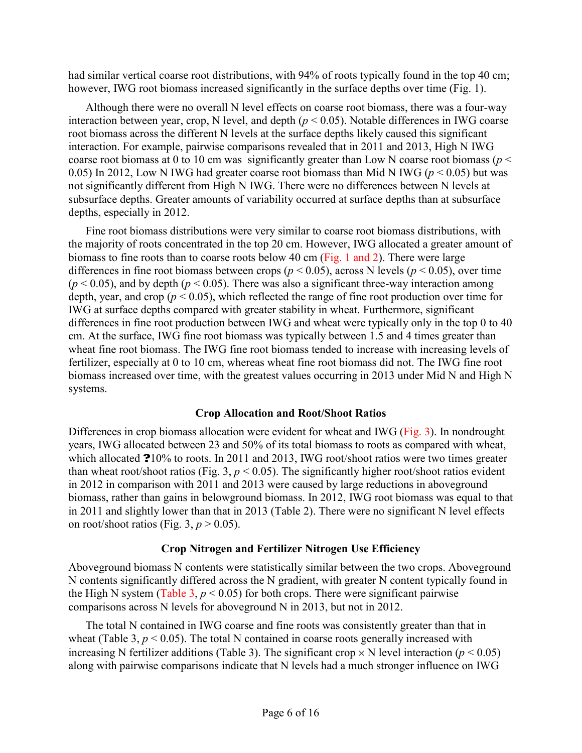had similar vertical coarse root distributions, with 94% of roots typically found in the top 40 cm; however, IWG root biomass increased significantly in the surface depths over time (Fig. 1).

Although there were no overall N level effects on coarse root biomass, there was a four-way interaction between year, crop, N level, and depth ($p < 0.05$). Notable differences in IWG coarse root biomass across the different N levels at the surface depths likely caused this significant interaction. For example, pairwise comparisons revealed that in 2011 and 2013, High N IWG coarse root biomass at 0 to 10 cm was significantly greater than Low N coarse root biomass ($p < 0.05$) In 2012, Low N IWG had greater coarse root biomass than Mid N IWG ($p < 0.05$) but was not significantly different from High N IWG. There were no differences between N levels at subsurface depths. Greater amounts of variability occurred at surface depths than at subsurface depths, especially in 2012.

Fine root biomass distributions were very similar to coarse root biomass distributions, with the majority of roots concentrated in the top 20 cm. However, IWG allocated a greater amount of biomass to fine roots than to coarse roots below 40 cm (Fig. 1 and 2). There were large differences in fine root biomass between crops ($p < 0.05$), across N levels ($p < 0.05$), over time ($p < 0.05$), and by depth ($p < 0.05$). There was also a significant three-way interaction among depth, year, and crop ($p < 0.05$), which reflected the range of fine root production over time for IWG at surface depths compared with greater stability in wheat. Furthermore, significant differences in fine root production between IWG and wheat were typically only in the top 0 to 40 cm. At the surface, IWG fine root biomass was typically between 1.5 and 4 times greater than wheat fine root biomass. The IWG fine root biomass tended to increase with increasing levels of fertilizer, especially at 0 to 10 cm, whereas wheat fine root biomass did not. The IWG fine root biomass increased over time, with the greatest values occurring in 2013 under Mid N and High N systems.

### Crop Allocation and Root/Shoot Ratios

Differences in crop biomass allocation were evident for wheat and IWG (Fig. 3). In nondrought years, IWG allocated between 23 and 50% of its total biomass to roots as compared with wheat, which allocated ?10% to roots. In 2011 and 2013, IWG root/shoot ratios were two times greater than wheat root/shoot ratios (Fig. 3, $p < 0.05$). The significantly higher root/shoot ratios evident in 2012 in comparison with 2011 and 2013 were caused by large reductions in aboveground biomass, rather than gains in belowground biomass. In 2012, IWG root biomass was equal to that in 2011 and slightly lower than that in 2013 (Table 2). There were no significant N level effects on root/shoot ratios (Fig. 3, $p > 0.05$).

### Crop Nitrogen and Fertilizer Nitrogen Use Efficiency

Aboveground biomass N contents were statistically similar between the two crops. Aboveground N contents significantly differed across the N gradient, with greater N content typically found in the High N system (Table 3, $p < 0.05$) for both crops. There were significant pairwise comparisons across N levels for aboveground N in 2013, but not in 2012.

The total N contained in IWG coarse and fine roots was consistently greater than that in wheat (Table 3, $p < 0.05$). The total N contained in coarse roots generally increased with increasing N fertilizer additions (Table 3). The significant crop × N level interaction ($p < 0.05$) along with pairwise comparisons indicate that N levels had a much stronger influence on IWG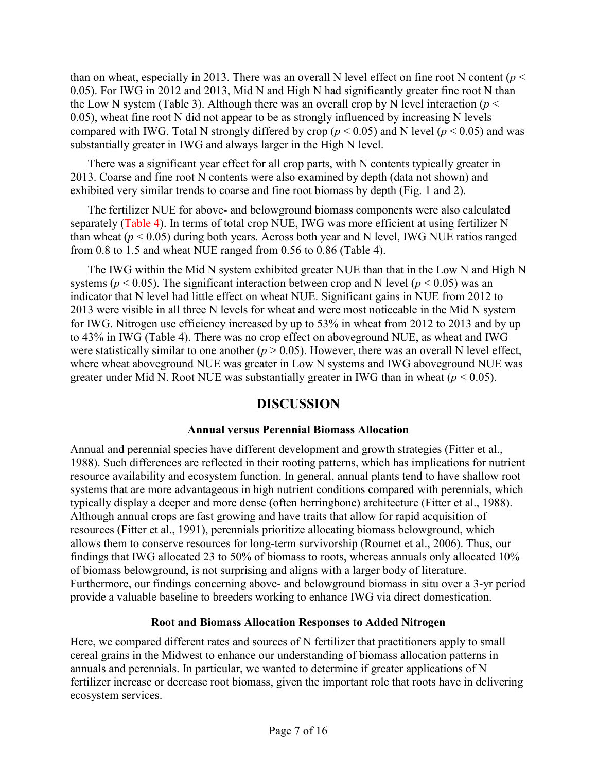than on wheat, especially in 2013. There was an overall N level effect on fine root N content ($p < 0.05$). For IWG in 2012 and 2013, Mid N and High N had significantly greater fine root N than the Low N system (Table 3). Although there was an overall crop by N level interaction ($p < 0.05$), wheat fine root N did not appear to be as strongly influenced by increasing N levels compared with IWG. Total N strongly differed by crop ($p < 0.05$) and N level ($p < 0.05$) and was substantially greater in IWG and always larger in the High N level.

There was a significant year effect for all crop parts, with N contents typically greater in 2013. Coarse and fine root N contents were also examined by depth (data not shown) and exhibited very similar trends to coarse and fine root biomass by depth (Fig. 1 and 2).

The fertilizer NUE for above- and belowground biomass components were also calculated separately (Table 4). In terms of total crop NUE, IWG was more efficient at using fertilizer N than wheat ($p < 0.05$) during both years. Across both year and N level, IWG NUE ratios ranged from 0.8 to 1.5 and wheat NUE ranged from 0.56 to 0.86 (Table 4).

The IWG within the Mid N system exhibited greater NUE than that in the Low N and High N systems ($p < 0.05$). The significant interaction between crop and N level ($p < 0.05$) was an indicator that N level had little effect on wheat NUE. Significant gains in NUE from 2012 to 2013 were visible in all three N levels for wheat and were most noticeable in the Mid N system for IWG. Nitrogen use efficiency increased by up to 53% in wheat from 2012 to 2013 and by up to 43% in IWG (Table 4). There was no crop effect on aboveground NUE, as wheat and IWG were statistically similar to one another ($p > 0.05$). However, there was an overall N level effect, where wheat aboveground NUE was greater in Low N systems and IWG aboveground NUE was greater under Mid N. Root NUE was substantially greater in IWG than in wheat ($p < 0.05$).

# DISCUSSION

### Annual versus Perennial Biomass Allocation

Annual and perennial species have different development and growth strategies (Fitter et al., 1988). Such differences are reflected in their rooting patterns, which has implications for nutrient resource availability and ecosystem function. In general, annual plants tend to have shallow root systems that are more advantageous in high nutrient conditions compared with perennials, which typically display a deeper and more dense (often herringbone) architecture (Fitter et al., 1988). Although annual crops are fast growing and have traits that allow for rapid acquisition of resources (Fitter et al., 1991), perennials prioritize allocating biomass belowground, which allows them to conserve resources for long-term survivorship (Roumet et al., 2006). Thus, our findings that IWG allocated 23 to 50% of biomass to roots, whereas annuals only allocated 10% of biomass belowground, is not surprising and aligns with a larger body of literature. Furthermore, our findings concerning above- and belowground biomass in situ over a 3-yr period provide a valuable baseline to breeders working to enhance IWG via direct domestication.

### Root and Biomass Allocation Responses to Added Nitrogen

Here, we compared different rates and sources of N fertilizer that practitioners apply to small cereal grains in the Midwest to enhance our understanding of biomass allocation patterns in annuals and perennials. In particular, we wanted to determine if greater applications of N fertilizer increase or decrease root biomass, given the important role that roots have in delivering ecosystem services.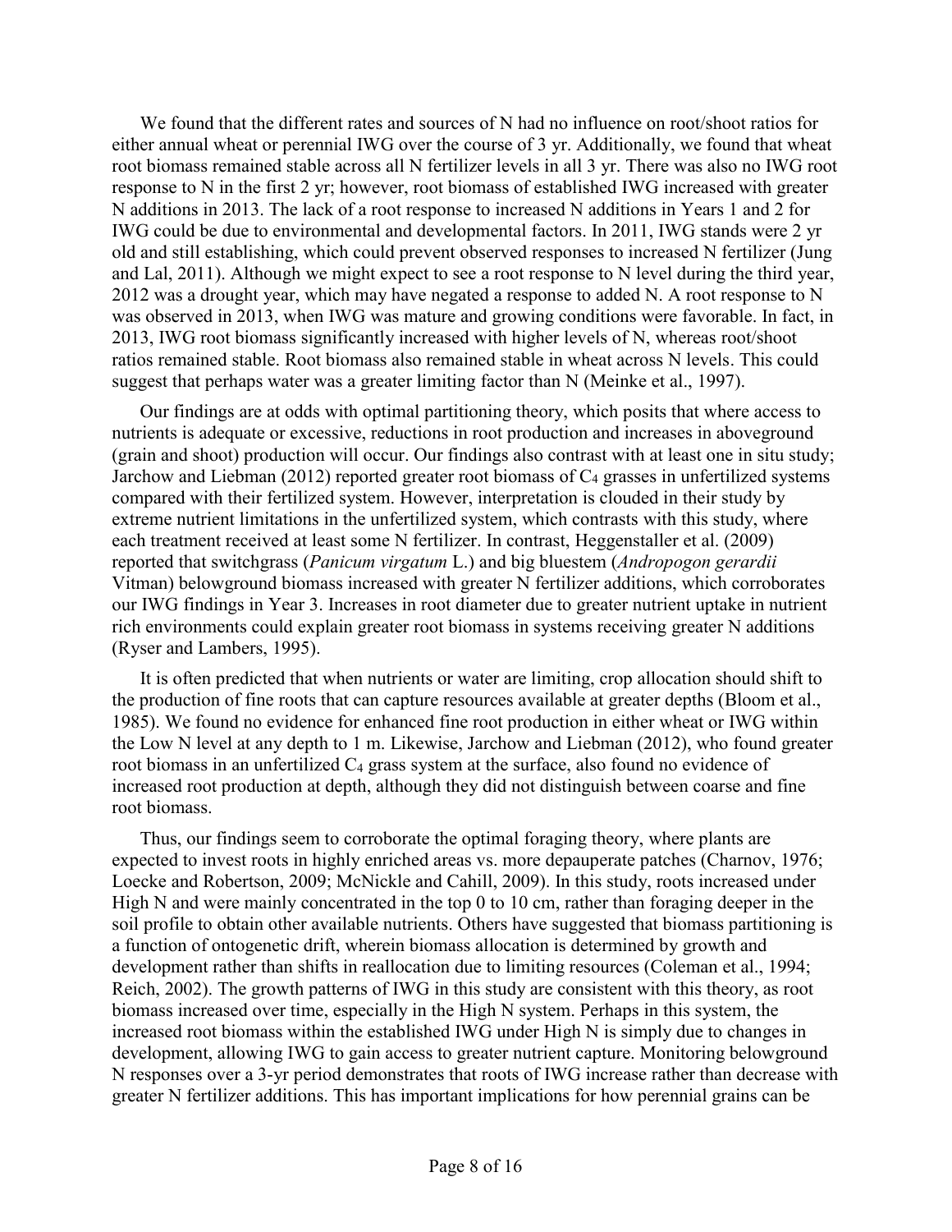We found that the different rates and sources of N had no influence on root/shoot ratios for either annual wheat or perennial IWG over the course of 3 yr. Additionally, we found that wheat root biomass remained stable across all N fertilizer levels in all 3 yr. There was also no IWG root response to N in the first 2 yr; however, root biomass of established IWG increased with greater N additions in 2013. The lack of a root response to increased N additions in Years 1 and 2 for IWG could be due to environmental and developmental factors. In 2011, IWG stands were 2 yr old and still establishing, which could prevent observed responses to increased N fertilizer (Jung and Lal, 2011). Although we might expect to see a root response to N level during the third year, 2012 was a drought year, which may have negated a response to added N. A root response to N was observed in 2013, when IWG was mature and growing conditions were favorable. In fact, in 2013, IWG root biomass significantly increased with higher levels of N, whereas root/shoot ratios remained stable. Root biomass also remained stable in wheat across N levels. This could suggest that perhaps water was a greater limiting factor than N (Meinke et al., 1997).

Our findings are at odds with optimal partitioning theory, which posits that where access to nutrients is adequate or excessive, reductions in root production and increases in aboveground (grain and shoot) production will occur. Our findings also contrast with at least one in situ study; Jarchow and Liebman (2012) reported greater root biomass of $C_4$ grasses in unfertilized systems compared with their fertilized system. However, interpretation is clouded in their study by extreme nutrient limitations in the unfertilized system, which contrasts with this study, where each treatment received at least some N fertilizer. In contrast, Heggenstaller et al. (2009) reported that switchgrass (*Panicum virgatum* L.) and big bluestem (*Andropogon gerardii* Vitman) belowground biomass increased with greater N fertilizer additions, which corroborates our IWG findings in Year 3. Increases in root diameter due to greater nutrient uptake in nutrient rich environments could explain greater root biomass in systems receiving greater N additions (Ryser and Lambers, 1995).

It is often predicted that when nutrients or water are limiting, crop allocation should shift to the production of fine roots that can capture resources available at greater depths (Bloom et al., 1985). We found no evidence for enhanced fine root production in either wheat or IWG within the Low N level at any depth to 1 m. Likewise, Jarchow and Liebman (2012), who found greater root biomass in an unfertilized $C_4$ grass system at the surface, also found no evidence of increased root production at depth, although they did not distinguish between coarse and fine root biomass.

Thus, our findings seem to corroborate the optimal foraging theory, where plants are expected to invest roots in highly enriched areas vs. more depauperate patches (Charnov, 1976; Loecke and Robertson, 2009; McNickle and Cahill, 2009). In this study, roots increased under High N and were mainly concentrated in the top 0 to 10 cm, rather than foraging deeper in the soil profile to obtain other available nutrients. Others have suggested that biomass partitioning is a function of ontogenetic drift, wherein biomass allocation is determined by growth and development rather than shifts in reallocation due to limiting resources (Coleman et al., 1994; Reich, 2002). The growth patterns of IWG in this study are consistent with this theory, as root biomass increased over time, especially in the High N system. Perhaps in this system, the increased root biomass within the established IWG under High N is simply due to changes in development, allowing IWG to gain access to greater nutrient capture. Monitoring belowground N responses over a 3-yr period demonstrates that roots of IWG increase rather than decrease with greater N fertilizer additions. This has important implications for how perennial grains can be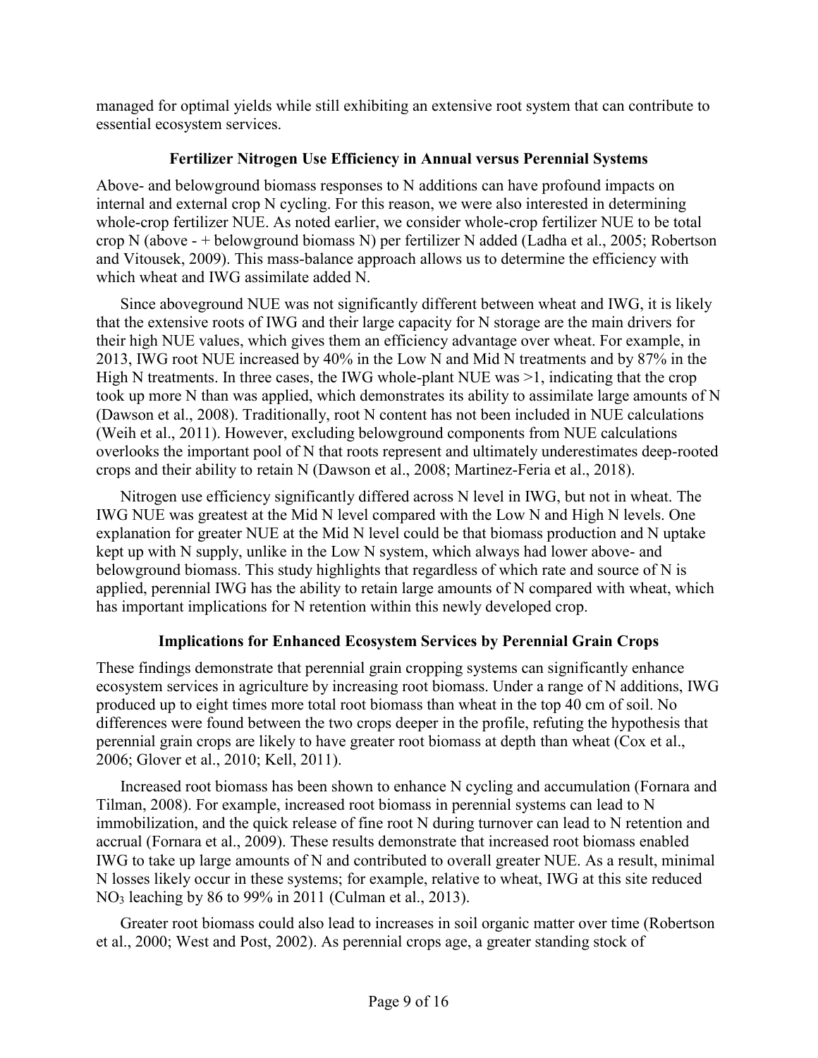managed for optimal yields while still exhibiting an extensive root system that can contribute to essential ecosystem services.

## Fertilizer Nitrogen Use Efficiency in Annual versus Perennial Systems

Above- and belowground biomass responses to N additions can have profound impacts on internal and external crop N cycling. For this reason, we were also interested in determining whole-crop fertilizer NUE. As noted earlier, we consider whole-crop fertilizer NUE to be total crop N (above - + belowground biomass N) per fertilizer N added (Ladha et al., 2005; Robertson and Vitousek, 2009). This mass-balance approach allows us to determine the efficiency with which wheat and IWG assimilate added N.

Since aboveground NUE was not significantly different between wheat and IWG, it is likely that the extensive roots of IWG and their large capacity for N storage are the main drivers for their high NUE values, which gives them an efficiency advantage over wheat. For example, in 2013, IWG root NUE increased by 40% in the Low N and Mid N treatments and by 87% in the High N treatments. In three cases, the IWG whole-plant NUE was >1, indicating that the crop took up more N than was applied, which demonstrates its ability to assimilate large amounts of N (Dawson et al., 2008). Traditionally, root N content has not been included in NUE calculations (Weih et al., 2011). However, excluding belowground components from NUE calculations overlooks the important pool of N that roots represent and ultimately underestimates deep-rooted crops and their ability to retain N (Dawson et al., 2008; Martinez-Feria et al., 2018).

Nitrogen use efficiency significantly differed across N level in IWG, but not in wheat. The IWG NUE was greatest at the Mid N level compared with the Low N and High N levels. One explanation for greater NUE at the Mid N level could be that biomass production and N uptake kept up with N supply, unlike in the Low N system, which always had lower above- and belowground biomass. This study highlights that regardless of which rate and source of N is applied, perennial IWG has the ability to retain large amounts of N compared with wheat, which has important implications for N retention within this newly developed crop.

## Implications for Enhanced Ecosystem Services by Perennial Grain Crops

These findings demonstrate that perennial grain cropping systems can significantly enhance ecosystem services in agriculture by increasing root biomass. Under a range of N additions, IWG produced up to eight times more total root biomass than wheat in the top 40 cm of soil. No differences were found between the two crops deeper in the profile, refuting the hypothesis that perennial grain crops are likely to have greater root biomass at depth than wheat (Cox et al., 2006; Glover et al., 2010; Kell, 2011).

Increased root biomass has been shown to enhance N cycling and accumulation (Fornara and Tilman, 2008). For example, increased root biomass in perennial systems can lead to N immobilization, and the quick release of fine root N during turnover can lead to N retention and accrual (Fornara et al., 2009). These results demonstrate that increased root biomass enabled IWG to take up large amounts of N and contributed to overall greater NUE. As a result, minimal N losses likely occur in these systems; for example, relative to wheat, IWG at this site reduced $NO_3$ leaching by 86 to 99% in 2011 (Culman et al., 2013).

Greater root biomass could also lead to increases in soil organic matter over time (Robertson et al., 2000; West and Post, 2002). As perennial crops age, a greater standing stock of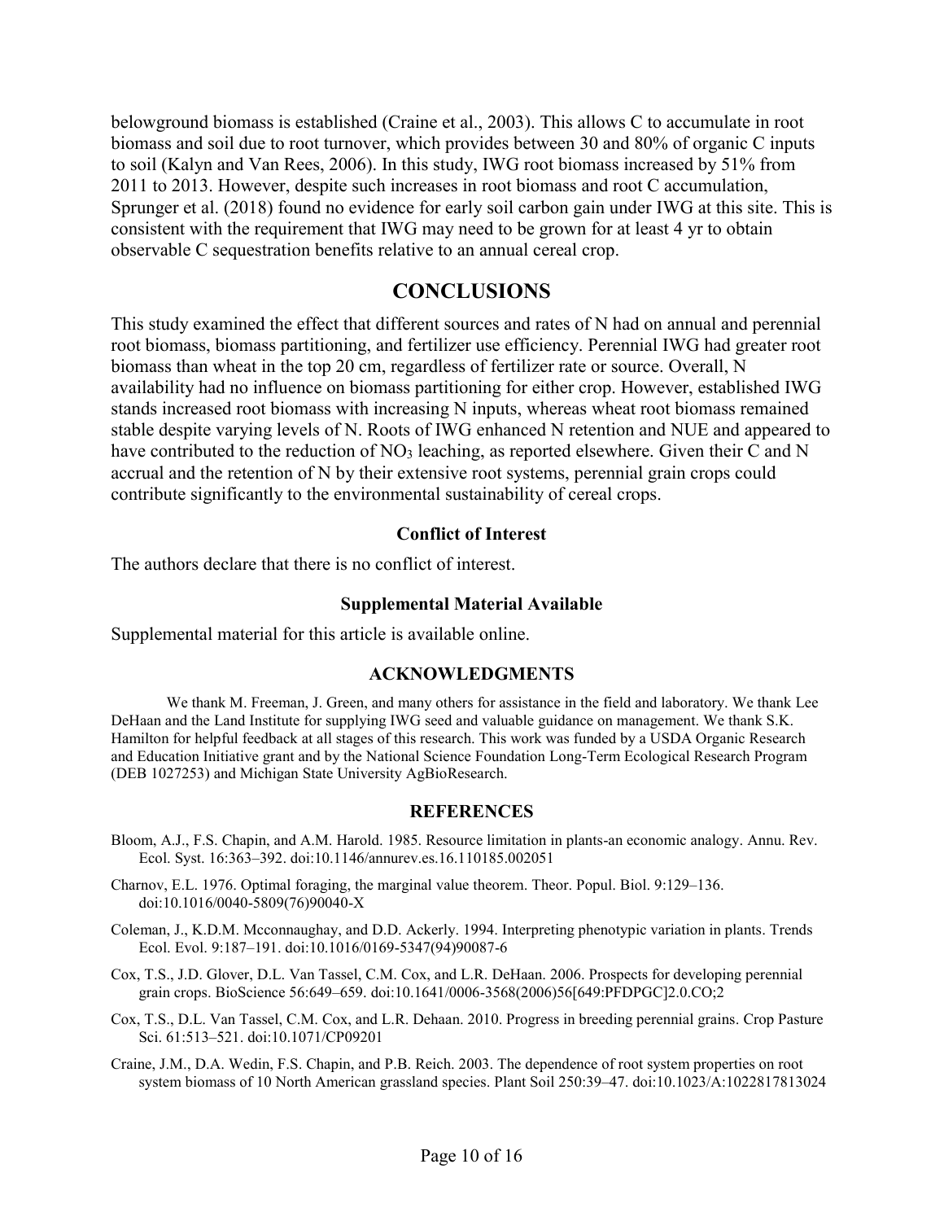belowground biomass is established (Craine et al., 2003). This allows C to accumulate in root biomass and soil due to root turnover, which provides between 30 and 80% of organic C inputs to soil (Kalyn and Van Rees, 2006). In this study, IWG root biomass increased by 51% from 2011 to 2013. However, despite such increases in root biomass and root C accumulation, Sprunger et al. (2018) found no evidence for early soil carbon gain under IWG at this site. This is consistent with the requirement that IWG may need to be grown for at least 4 yr to obtain observable C sequestration benefits relative to an annual cereal crop.

## CONCLUSIONS

This study examined the effect that different sources and rates of N had on annual and perennial root biomass, biomass partitioning, and fertilizer use efficiency. Perennial IWG had greater root biomass than wheat in the top 20 cm, regardless of fertilizer rate or source. Overall, N availability had no influence on biomass partitioning for either crop. However, established IWG stands increased root biomass with increasing N inputs, whereas wheat root biomass remained stable despite varying levels of N. Roots of IWG enhanced N retention and NUE and appeared to have contributed to the reduction of $NO_3$ leaching, as reported elsewhere. Given their C and N accrual and the retention of N by their extensive root systems, perennial grain crops could contribute significantly to the environmental sustainability of cereal crops.

### Conflict of Interest

The authors declare that there is no conflict of interest.

### Supplemental Material Available

Supplemental material for this article is available online.

### ACKNOWLEDGMENTS

We thank M. Freeman, J. Green, and many others for assistance in the field and laboratory. We thank Lee DeHaan and the Land Institute for supplying IWG seed and valuable guidance on management. We thank S.K. Hamilton for helpful feedback at all stages of this research. This work was funded by a USDA Organic Research and Education Initiative grant and by the National Science Foundation Long-Term Ecological Research Program (DEB 1027253) and Michigan State University AgBioResearch.

### REFERENCES

Bloom, A.J., F.S. Chapin, and A.M. Harold. 1985. Resource limitation in plants-an economic analogy. Annu. Rev. Ecol. Syst. 16:363–392. doi:10.1146/annurev.es.16.110185.002051

Charnov, E.L. 1976. Optimal foraging, the marginal value theorem. Theor. Popul. Biol. 9:129–136. doi:10.1016/0040-5809(76)90040-X

Coleman, J., K.D.M. Mcconnaughay, and D.D. Ackerly. 1994. Interpreting phenotypic variation in plants. Trends Ecol. Evol. 9:187–191. doi:10.1016/0169-5347(94)90087-6

Cox, T.S., J.D. Glover, D.L. Van Tassel, C.M. Cox, and L.R. DeHaan. 2006. Prospects for developing perennial grain crops. BioScience 56:649–659. doi:10.1641/0006-3568(2006)56[649:PFDPGC]2.0.CO;2

Cox, T.S., D.L. Van Tassel, C.M. Cox, and L.R. Dehaan. 2010. Progress in breeding perennial grains. Crop Pasture Sci. 61:513–521. doi:10.1071/CP09201

Craine, J.M., D.A. Wedin, F.S. Chapin, and P.B. Reich. 2003. The dependence of root system properties on root system biomass of 10 North American grassland species. Plant Soil 250:39–47. doi:10.1023/A:1022817813024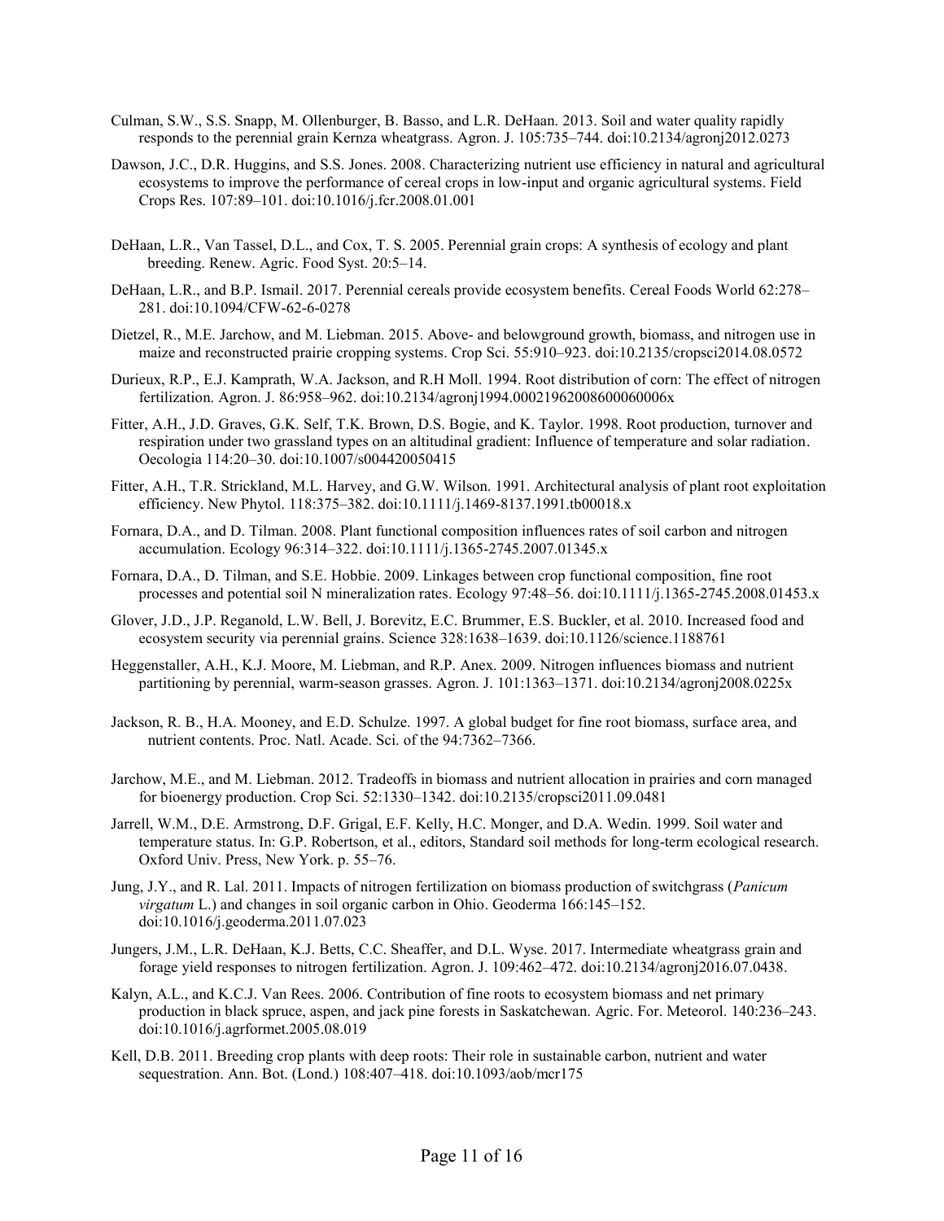Culman, S.W., S.S. Snapp, M. Ollenburger, B. Basso, and L.R. DeHaan. 2013. Soil and water quality rapidly responds to the perennial grain Kernza wheatgrass. Agron. J. 105:735–744. doi:10.2134/agronj2012.0273

Dawson, J.C., D.R. Huggins, and S.S. Jones. 2008. Characterizing nutrient use efficiency in natural and agricultural ecosystems to improve the performance of cereal crops in low-input and organic agricultural systems. Field Crops Res. 107:89–101. doi:10.1016/j.fcr.2008.01.001

DeHaan, L.R., Van Tassel, D.L., and Cox, T. S. 2005. Perennial grain crops: A synthesis of ecology and plant breeding. Renew. Agric. Food Syst. 20:5–14.

DeHaan, L.R., and B.P. Ismail. 2017. Perennial cereals provide ecosystem benefits. Cereal Foods World 62:278–281. doi:10.1094/CFW-62-6-0278

Dietzel, R., M.E. Jarchow, and M. Liebman. 2015. Above- and belowground growth, biomass, and nitrogen use in maize and reconstructed prairie cropping systems. Crop Sci. 55:910–923. doi:10.2135/cropsci2014.08.0572

Durieux, R.P., E.J. Kamprath, W.A. Jackson, and R.H Moll. 1994. Root distribution of corn: The effect of nitrogen fertilization. Agron. J. 86:958–962. doi:10.2134/agronj1994.00021962008600060006x

Fitter, A.H., J.D. Graves, G.K. Self, T.K. Brown, D.S. Bogie, and K. Taylor. 1998. Root production, turnover and respiration under two grassland types on an altitudinal gradient: Influence of temperature and solar radiation. Oecologia 114:20–30. doi:10.1007/s004420050415

Fitter, A.H., T.R. Strickland, M.L. Harvey, and G.W. Wilson. 1991. Architectural analysis of plant root exploitation efficiency. New Phytol. 118:375–382. doi:10.1111/j.1469-8137.1991.tb00018.x

Fornara, D.A., and D. Tilman. 2008. Plant functional composition influences rates of soil carbon and nitrogen accumulation. Ecology 96:314–322. doi:10.1111/j.1365-2745.2007.01345.x

Fornara, D.A., D. Tilman, and S.E. Hobbie. 2009. Linkages between crop functional composition, fine root processes and potential soil N mineralization rates. Ecology 97:48–56. doi:10.1111/j.1365-2745.2008.01453.x

Glover, J.D., J.P. Reganold, L.W. Bell, J. Borevitz, E.C. Brummer, E.S. Buckler, et al. 2010. Increased food and ecosystem security via perennial grains. Science 328:1638–1639. doi:10.1126/science.1188761

Heggenstaller, A.H., K.J. Moore, M. Liebman, and R.P. Anex. 2009. Nitrogen influences biomass and nutrient partitioning by perennial, warm-season grasses. Agron. J. 101:1363–1371. doi:10.2134/agronj2008.0225x

Jackson, R. B., H.A. Mooney, and E.D. Schulze. 1997. A global budget for fine root biomass, surface area, and nutrient contents. Proc. Natl. Acade. Sci. of the 94:7362–7366.

Jarchow, M.E., and M. Liebman. 2012. Tradeoffs in biomass and nutrient allocation in prairies and corn managed for bioenergy production. Crop Sci. 52:1330–1342. doi:10.2135/cropsci2011.09.0481

Jarrell, W.M., D.E. Armstrong, D.F. Grigal, E.F. Kelly, H.C. Monger, and D.A. Wedin. 1999. Soil water and temperature status. In: G.P. Robertson, et al., editors, Standard soil methods for long-term ecological research. Oxford Univ. Press, New York. p. 55–76.

Jung, J.Y., and R. Lal. 2011. Impacts of nitrogen fertilization on biomass production of switchgrass (*Panicum virgatum* L.) and changes in soil organic carbon in Ohio. Geoderma 166:145–152. doi:10.1016/j.geoderma.2011.07.023

Jungers, J.M., L.R. DeHaan, K.J. Betts, C.C. Sheaffer, and D.L. Wyse. 2017. Intermediate wheatgrass grain and forage yield responses to nitrogen fertilization. Agron. J. 109:462–472. doi:10.2134/agronj2016.07.0438.

Kalyn, A.L., and K.C.J. Van Rees. 2006. Contribution of fine roots to ecosystem biomass and net primary production in black spruce, aspen, and jack pine forests in Saskatchewan. Agric. For. Meteorol. 140:236–243. doi:10.1016/j.agrformet.2005.08.019

Kell, D.B. 2011. Breeding crop plants with deep roots: Their role in sustainable carbon, nutrient and water sequestration. Ann. Bot. (Lond.) 108:407–418. doi:10.1093/aob/mcr175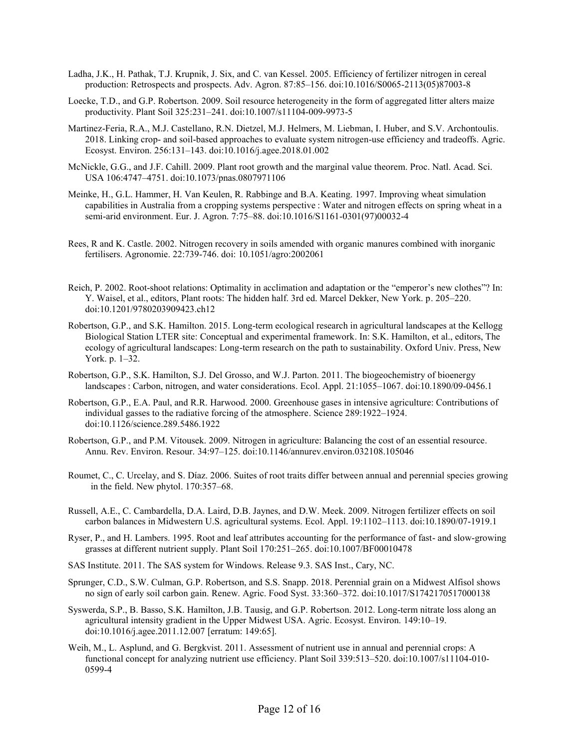Ladha, J.K., H. Pathak, T.J. Krupnik, J. Six, and C. van Kessel. 2005. Efficiency of fertilizer nitrogen in cereal production: Retrospects and prospects. Adv. Agron. 87:85–156. doi:10.1016/S0065-2113(05)87003-8

Loecke, T.D., and G.P. Robertson. 2009. Soil resource heterogeneity in the form of aggregated litter alters maize productivity. Plant Soil 325:231–241. doi:10.1007/s11104-009-9973-5

Martinez-Feria, R.A., M.J. Castellano, R.N. Dietzel, M.J. Helmers, M. Liebman, I. Huber, and S.V. Archontoulis. 2018. Linking crop- and soil-based approaches to evaluate system nitrogen-use efficiency and tradeoffs. Agric. Ecosyst. Environ. 256:131–143. doi:10.1016/j.agee.2018.01.002

McNickle, G.G., and J.F. Cahill. 2009. Plant root growth and the marginal value theorem. Proc. Natl. Acad. Sci. USA 106:4747–4751. doi:10.1073/pnas.0807971106

Meinke, H., G.L. Hammer, H. Van Keulen, R. Rabbinge and B.A. Keating. 1997. Improving wheat simulation capabilities in Australia from a cropping systems perspective : Water and nitrogen effects on spring wheat in a semi-arid environment. Eur. J. Agron. 7:75–88. doi:10.1016/S1161-0301(97)00032-4

Rees, R and K. Castle. 2002. Nitrogen recovery in soils amended with organic manures combined with inorganic fertilisers. Agronomie. 22:739-746. doi: 10.1051/agro:2002061

Reich, P. 2002. Root-shoot relations: Optimality in acclimation and adaptation or the "emperor's new clothes"? In: Y. Waisel, et al., editors, Plant roots: The hidden half. 3rd ed. Marcel Dekker, New York. p. 205–220. doi:10.1201/9780203909423.ch12

Robertson, G.P., and S.K. Hamilton. 2015. Long-term ecological research in agricultural landscapes at the Kellogg Biological Station LTER site: Conceptual and experimental framework. In: S.K. Hamilton, et al., editors, The ecology of agricultural landscapes: Long-term research on the path to sustainability. Oxford Univ. Press, New York. p. 1–32.

Robertson, G.P., S.K. Hamilton, S.J. Del Grosso, and W.J. Parton. 2011. The biogeochemistry of bioenergy landscapes : Carbon, nitrogen, and water considerations. Ecol. Appl. 21:1055–1067. doi:10.1890/09-0456.1

Robertson, G.P., E.A. Paul, and R.R. Harwood. 2000. Greenhouse gases in intensive agriculture: Contributions of individual gasses to the radiative forcing of the atmosphere. Science 289:1922–1924. doi:10.1126/science.289.5486.1922

Robertson, G.P., and P.M. Vitousek. 2009. Nitrogen in agriculture: Balancing the cost of an essential resource. Annu. Rev. Environ. Resour. 34:97–125. doi:10.1146/annurev.environ.032108.105046

Roumet, C., C. Urcelay, and S. Díaz. 2006. Suites of root traits differ between annual and perennial species growing in the field. New phytol. 170:357–68.

Russell, A.E., C. Cambardella, D.A. Laird, D.B. Jaynes, and D.W. Meek. 2009. Nitrogen fertilizer effects on soil carbon balances in Midwestern U.S. agricultural systems. Ecol. Appl. 19:1102–1113. doi:10.1890/07-1919.1

Ryser, P., and H. Lambers. 1995. Root and leaf attributes accounting for the performance of fast- and slow-growing grasses at different nutrient supply. Plant Soil 170:251–265. doi:10.1007/BF00010478

SAS Institute. 2011. The SAS system for Windows. Release 9.3. SAS Inst., Cary, NC.

Sprunger, C.D., S.W. Culman, G.P. Robertson, and S.S. Snapp. 2018. Perennial grain on a Midwest Alfisol shows no sign of early soil carbon gain. Renew. Agric. Food Syst. 33:360–372. doi:10.1017/S1742170517000138

Syswerda, S.P., B. Basso, S.K. Hamilton, J.B. Tausig, and G.P. Robertson. 2012. Long-term nitrate loss along an agricultural intensity gradient in the Upper Midwest USA. Agric. Ecosyst. Environ. 149:10–19. doi:10.1016/j.agee.2011.12.007 [erratum: 149:65].

Weih, M., L. Asplund, and G. Bergkvist. 2011. Assessment of nutrient use in annual and perennial crops: A functional concept for analyzing nutrient use efficiency. Plant Soil 339:513–520. doi:10.1007/s11104-010-0599-4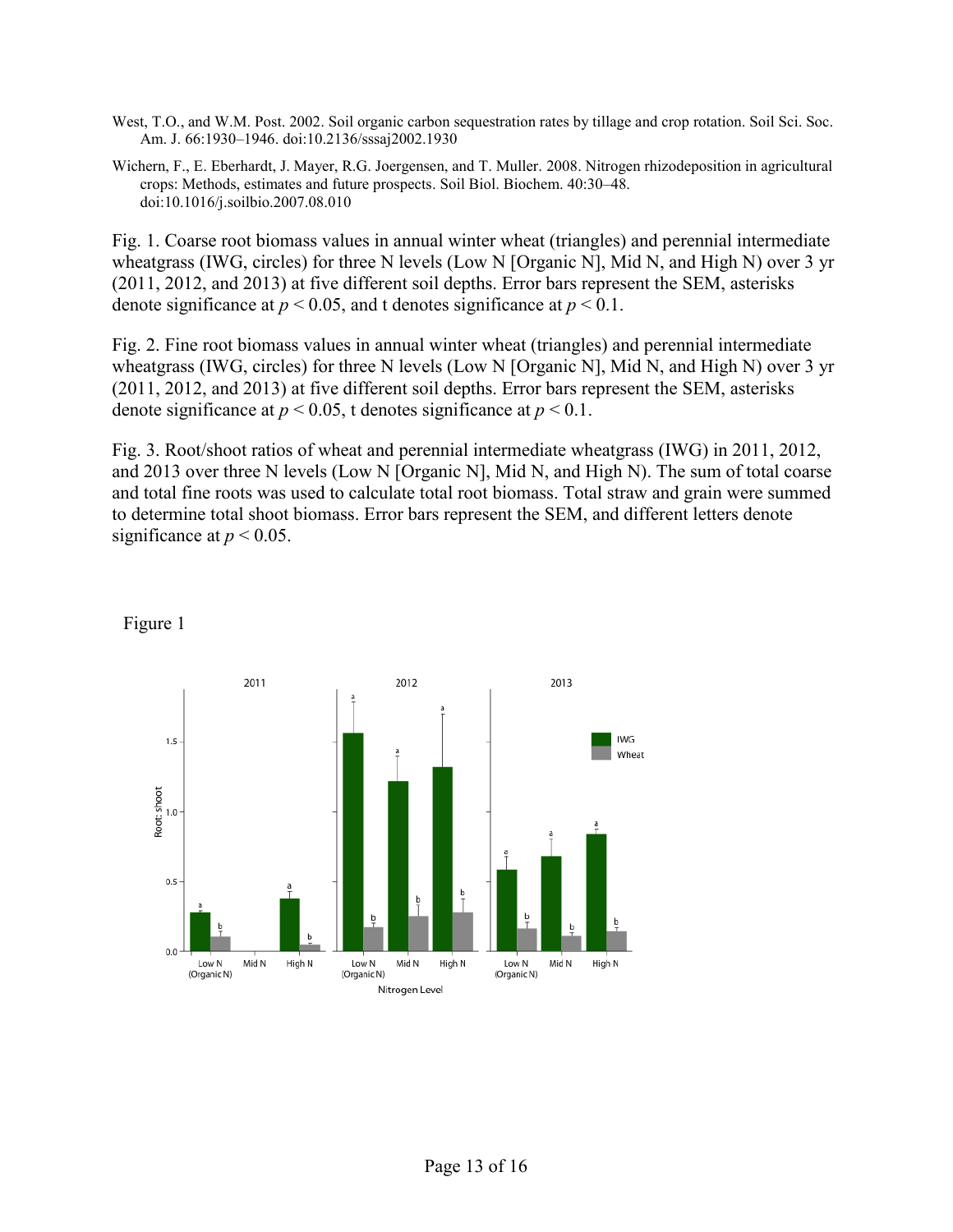West, T.O., and W.M. Post. 2002. Soil organic carbon sequestration rates by tillage and crop rotation. Soil Sci. Soc. Am. J. 66:1930–1946. doi:10.2136/sssaj2002.1930

Wichern, F., E. Eberhardt, J. Mayer, R.G. Joergensen, and T. Muller. 2008. Nitrogen rhizodeposition in agricultural crops: Methods, estimates and future prospects. Soil Biol. Biochem. 40:30–48. doi:10.1016/j.soilbio.2007.08.010

Fig. 1. Coarse root biomass values in annual winter wheat (triangles) and perennial intermediate wheatgrass (IWG, circles) for three N levels (Low N [Organic N], Mid N, and High N) over 3 yr (2011, 2012, and 2013) at five different soil depths. Error bars represent the SEM, asterisks denote significance at $p < 0.05$, and t denotes significance at $p < 0.1$.

Fig. 2. Fine root biomass values in annual winter wheat (triangles) and perennial intermediate wheatgrass (IWG, circles) for three N levels (Low N [Organic N], Mid N, and High N) over 3 yr (2011, 2012, and 2013) at five different soil depths. Error bars represent the SEM, asterisks denote significance at $p < 0.05$, t denotes significance at $p < 0.1$.

Fig. 3. Root/shoot ratios of wheat and perennial intermediate wheatgrass (IWG) in 2011, 2012, and 2013 over three N levels (Low N [Organic N], Mid N, and High N). The sum of total coarse and total fine roots was used to calculate total root biomass. Total straw and grain were summed to determine total shoot biomass. Error bars represent the SEM, and different letters denote significance at $p < 0.05$.

Figure 1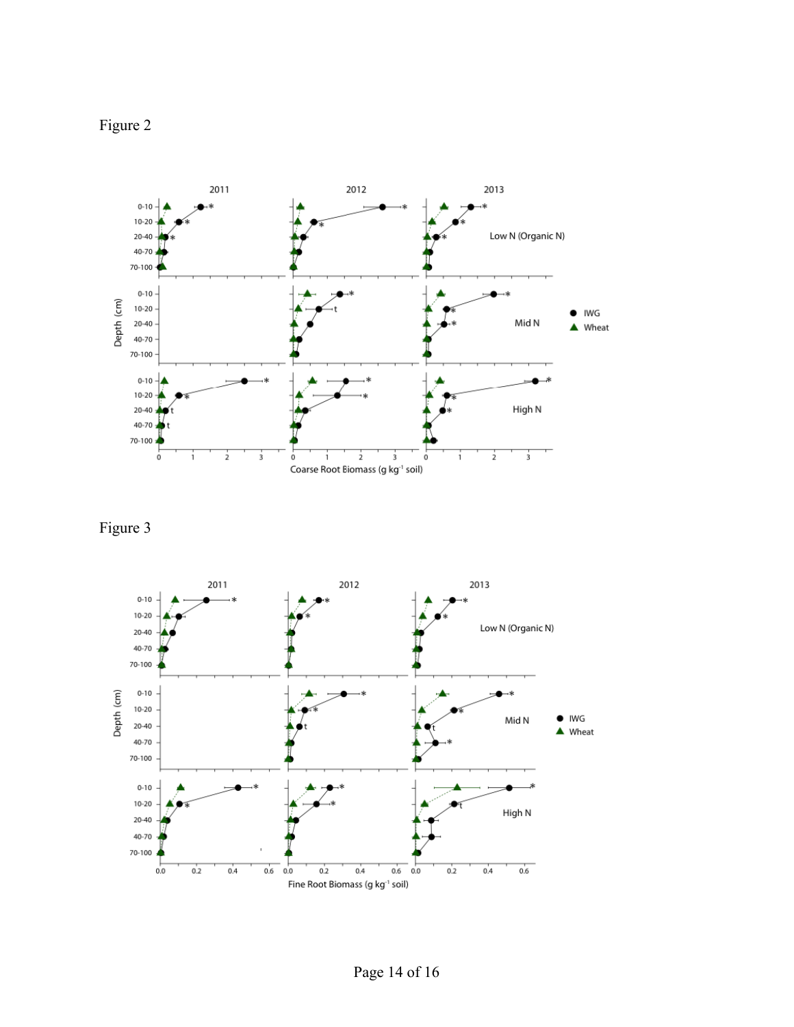Figure 2

Figure 3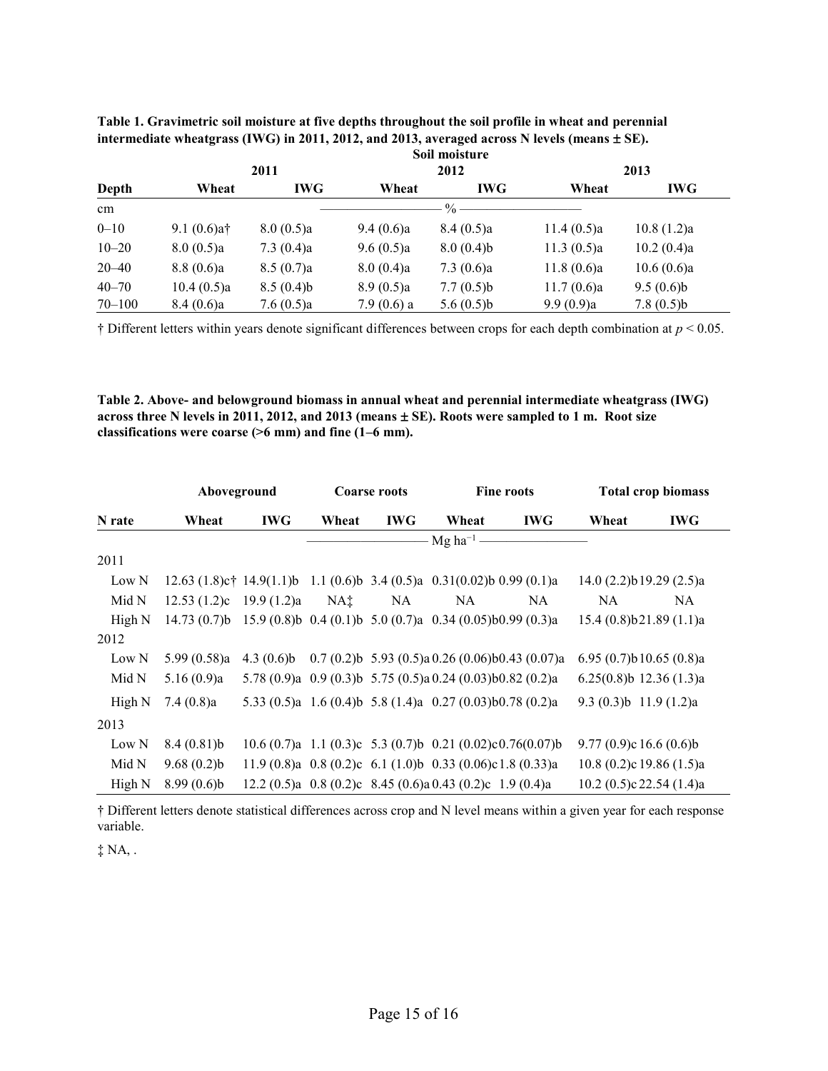**Table 1. Gravimetric soil moisture at five depths throughout the soil profile in wheat and perennial intermediate wheatgrass (IWG) in 2011, 2012, and 2013, averaged across N levels (means ± SE).**

| | Soil moisture | | | | | |
|---|---|---|---|---|---|---|
| | 2011 | | 2012 | | 2013 | |
| Depth | Wheat | IWG | Wheat | IWG | Wheat | IWG |
| cm | | | % | | | |
| 0–10 | 9.1 (0.6)a† | 8.0 (0.5)a | 9.4 (0.6)a | 8.4 (0.5)a | 11.4 (0.5)a | 10.8 (1.2)a |
| 10–20 | 8.0 (0.5)a | 7.3 (0.4)a | 9.6 (0.5)a | 8.0 (0.4)b | 11.3 (0.5)a | 10.2 (0.4)a |
| 20–40 | 8.8 (0.6)a | 8.5 (0.7)a | 8.0 (0.4)a | 7.3 (0.6)a | 11.8 (0.6)a | 10.6 (0.6)a |
| 40–70 | 10.4 (0.5)a | 8.5 (0.4)b | 8.9 (0.5)a | 7.7 (0.5)b | 11.7 (0.6)a | 9.5 (0.6)b |
| 70–100 | 8.4 (0.6)a | 7.6 (0.5)a | 7.9 (0.6) a | 5.6 (0.5)b | 9.9 (0.9)a | 7.8 (0.5)b |

† Different letters within years denote significant differences between crops for each depth combination at $p < 0.05$.

**Table 2. Above- and belowground biomass in annual wheat and perennial intermediate wheatgrass (IWG) across three N levels in 2011, 2012, and 2013 (means ± SE). Roots were sampled to 1 m. Root size classifications were coarse (>6 mm) and fine (1–6 mm).**

| | Aboveground | | Coarse roots | | Fine roots | | Total crop biomass | |
|---|---|---|---|---|---|---|---|---|
| N rate | Wheat | IWG | Wheat | IWG | Wheat | IWG | Wheat | IWG |
| | | | | | Mg ha$^{-1}$ | | | |
| 2011 | | | | | | | | |
| Low N | 12.63 (1.8)c† | 14.9(1.1)b | 1.1 (0.6)b | 3.4 (0.5)a | 0.31(0.02)b | 0.99 (0.1)a | 14.0 (2.2)b | 19.29 (2.5)a |
| Mid N | 12.53 (1.2)c | 19.9 (1.2)a | NA‡ | NA | NA | NA | NA | NA |
| High N | 14.73 (0.7)b | 15.9 (0.8)b | 0.4 (0.1)b | 5.0 (0.7)a | 0.34 (0.05)b | 0.99 (0.3)a | 15.4 (0.8)b | 21.89 (1.1)a |
| 2012 | | | | | | | | |
| Low N | 5.99 (0.58)a | 4.3 (0.6)b | 0.7 (0.2)b | 5.93 (0.5)a | 0.26 (0.06)b | 0.43 (0.07)a | 6.95 (0.7)b | 10.65 (0.8)a |
| Mid N | 5.16 (0.9)a | 5.78 (0.9)a | 0.9 (0.3)b | 5.75 (0.5)a | 0.24 (0.03)b | 0.82 (0.2)a | 6.25(0.8)b | 12.36 (1.3)a |
| High N | 7.4 (0.8)a | 5.33 (0.5)a | 1.6 (0.4)b | 5.8 (1.4)a | 0.27 (0.03)b | 0.78 (0.2)a | 9.3 (0.3)b | 11.9 (1.2)a |
| 2013 | | | | | | | | |
| Low N | 8.4 (0.81)b | 10.6 (0.7)a | 1.1 (0.3)c | 5.3 (0.7)b | 0.21 (0.02)c | 0.76(0.07)b | 9.77 (0.9)c | 16.6 (0.6)b |
| Mid N | 9.68 (0.2)b | 11.9 (0.8)a | 0.8 (0.2)c | 6.1 (1.0)b | 0.33 (0.06)c | 1.8 (0.33)a | 10.8 (0.2)c | 19.86 (1.5)a |
| High N | 8.99 (0.6)b | 12.2 (0.5)a | 0.8 (0.2)c | 8.45 (0.6)a | 0.43 (0.2)c | 1.9 (0.4)a | 10.2 (0.5)c | 22.54 (1.4)a |

† Different letters denote statistical differences across crop and N level means within a given year for each response variable.

‡ NA, .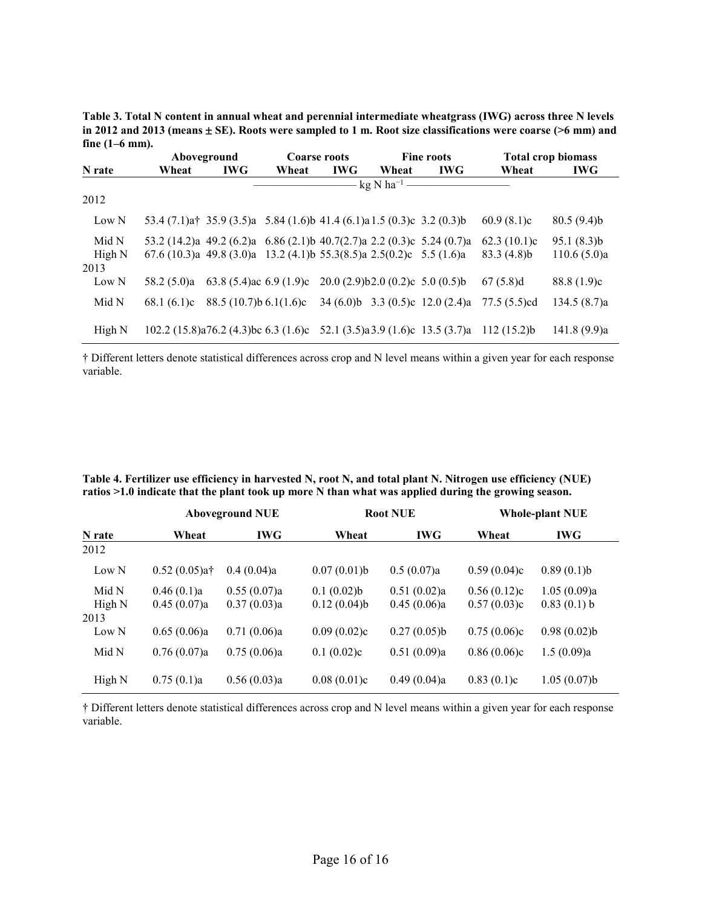**Table 3. Total N content in annual wheat and perennial intermediate wheatgrass (IWG) across three N levels in 2012 and 2013 (means ± SE). Roots were sampled to 1 m. Root size classifications were coarse (>6 mm) and fine (1–6 mm).**

| | Aboveground | | Coarse roots | | Fine roots | | Total crop biomass | |
|---|---|---|---|---|---|---|---|---|
| N rate | Wheat | IWG | Wheat | IWG | Wheat | IWG | Wheat | IWG |
| | kg N ha$^{-1}$ | | | | | | | |
| 2012 | | | | | | | | |
| Low N | 53.4 (7.1)a† | 35.9 (3.5)a | 5.84 (1.6)b | 41.4 (6.1)a | 1.5 (0.3)c | 3.2 (0.3)b | 60.9 (8.1)c | 80.5 (9.4)b |
| Mid N | 53.2 (14.2)a | 49.2 (6.2)a | 6.86 (2.1)b | 40.7(2.7)a | 2.2 (0.3)c | 5.24 (0.7)a | 62.3 (10.1)c | 95.1 (8.3)b |
| High N | 67.6 (10.3)a | 49.8 (3.0)a | 13.2 (4.1)b | 55.3(8.5)a | 2.5(0.2)c | 5.5 (1.6)a | 83.3 (4.8)b | 110.6 (5.0)a |
| 2013 | | | | | | | | |
| Low N | 58.2 (5.0)a | 63.8 (5.4)ac | 6.9 (1.9)c | 20.0 (2.9)b | 2.0 (0.2)c | 5.0 (0.5)b | 67 (5.8)d | 88.8 (1.9)c |
| Mid N | 68.1 (6.1)c | 88.5 (10.7)b | 6.1(1.6)c | 34 (6.0)b | 3.3 (0.5)c | 12.0 (2.4)a | 77.5 (5.5)cd | 134.5 (8.7)a |
| High N | 102.2 (15.8)a | 76.2 (4.3)bc | 6.3 (1.6)c | 52.1 (3.5)a | 3.9 (1.6)c | 13.5 (3.7)a | 112 (15.2)b | 141.8 (9.9)a |

† Different letters denote statistical differences across crop and N level means within a given year for each response variable.

**Table 4. Fertilizer use efficiency in harvested N, root N, and total plant N. Nitrogen use efficiency (NUE) ratios >1.0 indicate that the plant took up more N than what was applied during the growing season.**

| | Aboveground NUE | | Root NUE | | Whole-plant NUE | |
|---|---|---|---|---|---|---|
| N rate | Wheat | IWG | Wheat | IWG | Wheat | IWG |
| 2012 | | | | | | |
| Low N | 0.52 (0.05)a† | 0.4 (0.04)a | 0.07 (0.01)b | 0.5 (0.07)a | 0.59 (0.04)c | 0.89 (0.1)b |
| Mid N | 0.46 (0.1)a | 0.55 (0.07)a | 0.1 (0.02)b | 0.51 (0.02)a | 0.56 (0.12)c | 1.05 (0.09)a |
| High N | 0.45 (0.07)a | 0.37 (0.03)a | 0.12 (0.04)b | 0.45 (0.06)a | 0.57 (0.03)c | 0.83 (0.1) b |
| 2013 | | | | | | |
| Low N | 0.65 (0.06)a | 0.71 (0.06)a | 0.09 (0.02)c | 0.27 (0.05)b | 0.75 (0.06)c | 0.98 (0.02)b |
| Mid N | 0.76 (0.07)a | 0.75 (0.06)a | 0.1 (0.02)c | 0.51 (0.09)a | 0.86 (0.06)c | 1.5 (0.09)a |
| High N | 0.75 (0.1)a | 0.56 (0.03)a | 0.08 (0.01)c | 0.49 (0.04)a | 0.83 (0.1)c | 1.05 (0.07)b |

† Different letters denote statistical differences across crop and N level means within a given year for each response variable.